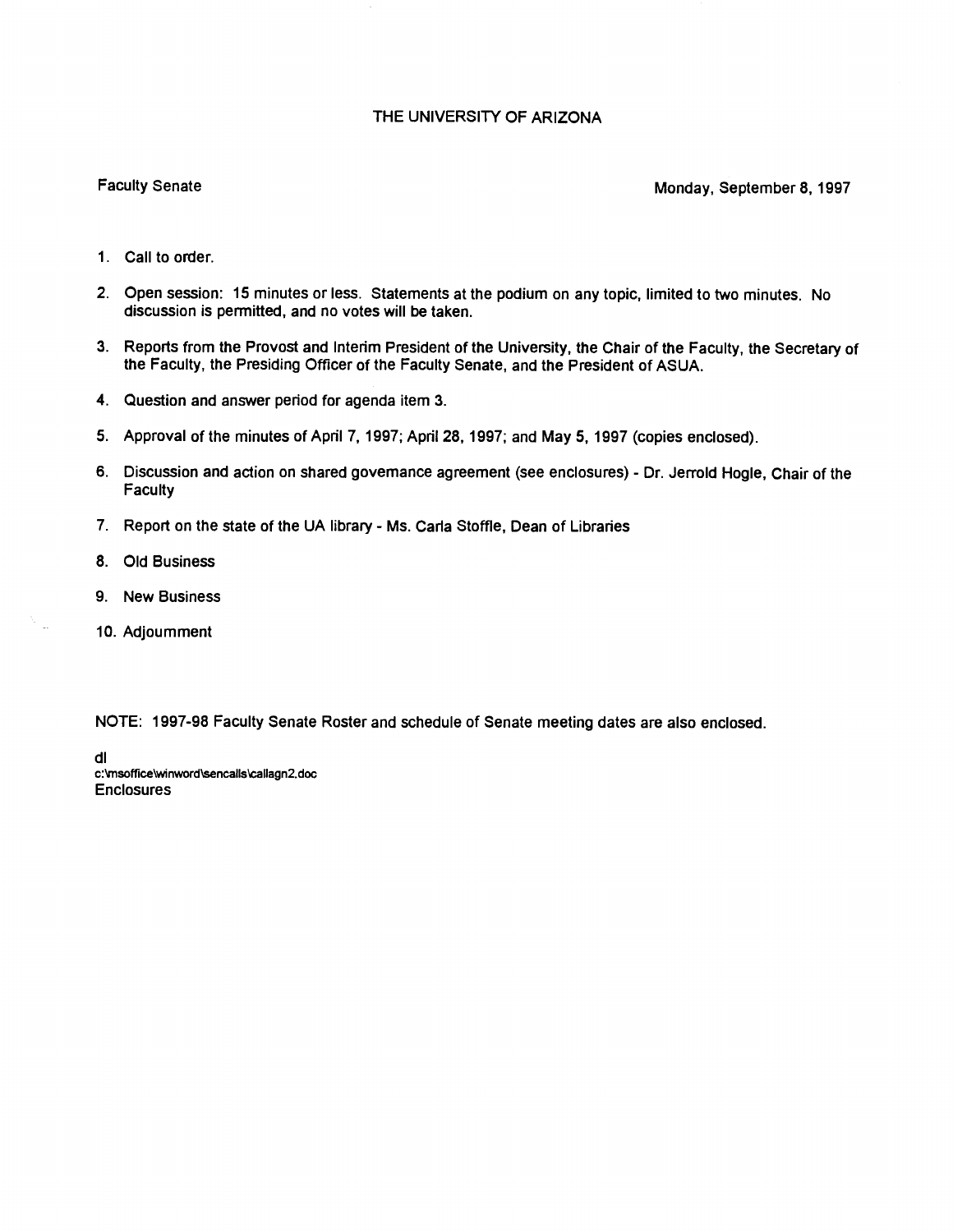# THE UNIVERSITY OF ARIZONA

Faculty Senate

Monday, September 8, 1997

1. Call to order.
2. Open session: 15 minutes or less. Statements at the podium on any topic, limited to two minutes. No discussion is permitted, and no votes will be taken.
3. Reports from the Provost and Interim President of the University, the Chair of the Faculty, the Secretary of the Faculty, the Presiding Officer of the Faculty Senate, and the President of ASUA.
4. Question and answer period for agenda item 3.
5. Approval of the minutes of April 7, 1997; April 28, 1997; and May 5, 1997 (copies enclosed).
6. Discussion and action on shared governance agreement (see enclosures) - Dr. Jerrold Hogle, Chair of the Faculty
7. Report on the state of the UA library - Ms. Carla Stoffle, Dean of Libraries
8. Old Business
9. New Business
10. Adjournment

NOTE: 1997-98 Faculty Senate Roster and schedule of Senate meeting dates are also enclosed.

dl
c:\msoffice\winword\sencalls\callagn2.doc
Enclosures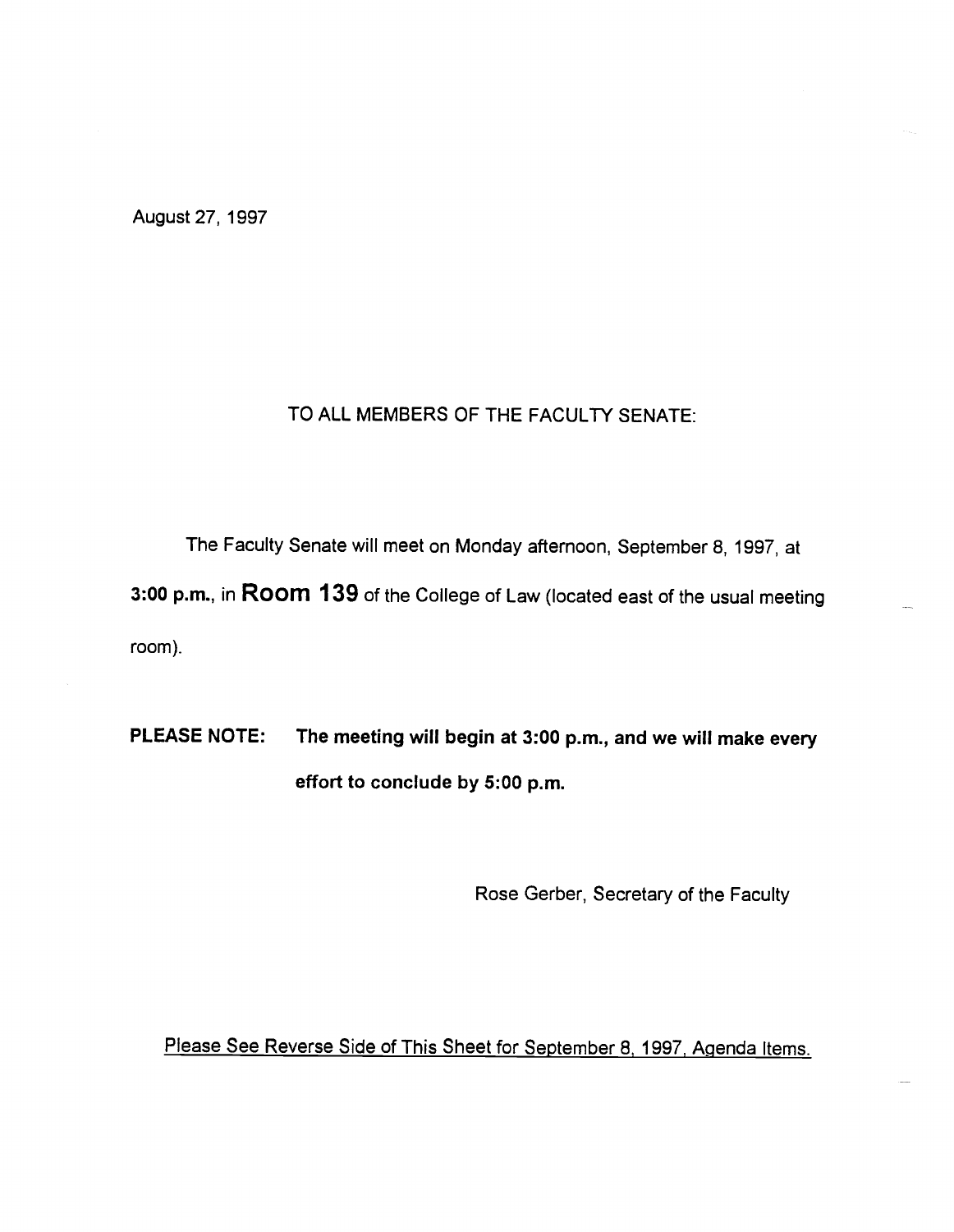August 27, 1997

TO ALL MEMBERS OF THE FACULTY SENATE:

The Faculty Senate will meet on Monday afternoon, September 8, 1997, at **3:00 p.m.**, in **Room 139** of the College of Law (located east of the usual meeting room).

**PLEASE NOTE:** **The meeting will begin at 3:00 p.m., and we will make every effort to conclude by 5:00 p.m.**

Rose Gerber, Secretary of the Faculty

Please See Reverse Side of This Sheet for September 8, 1997, Agenda Items.